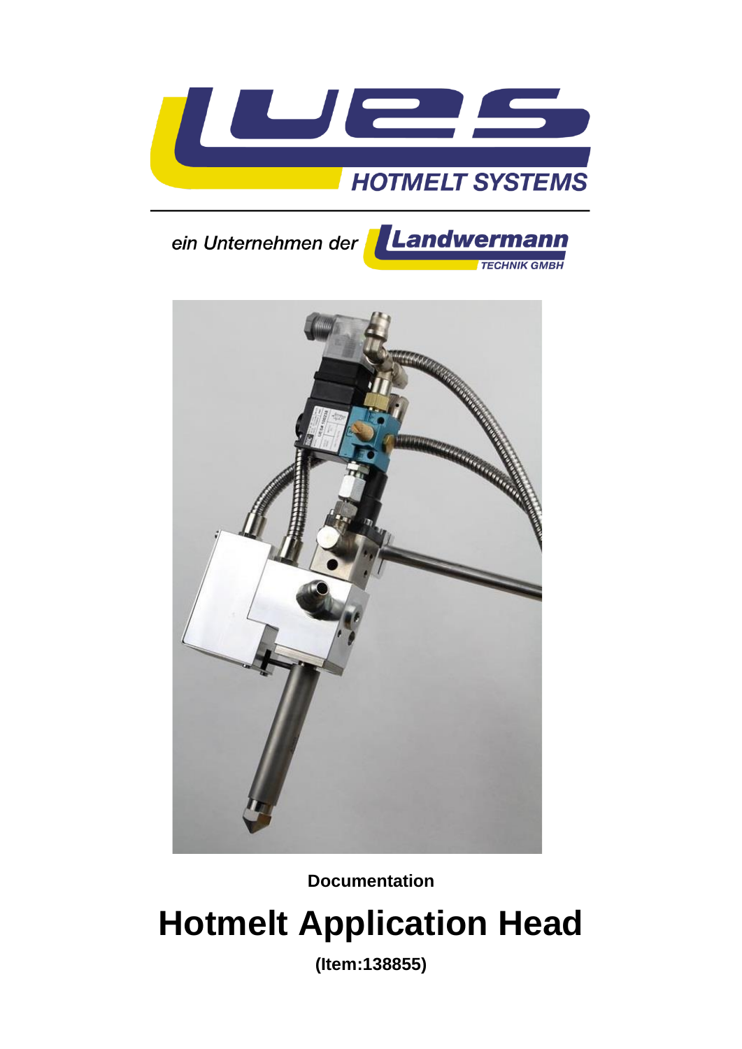HOTMELT SYSTEMS

ein Unternehmen der Landwermann TECHNIK GMBH

**Documentation**

# Hotmelt Application Head

**(Item:138855)**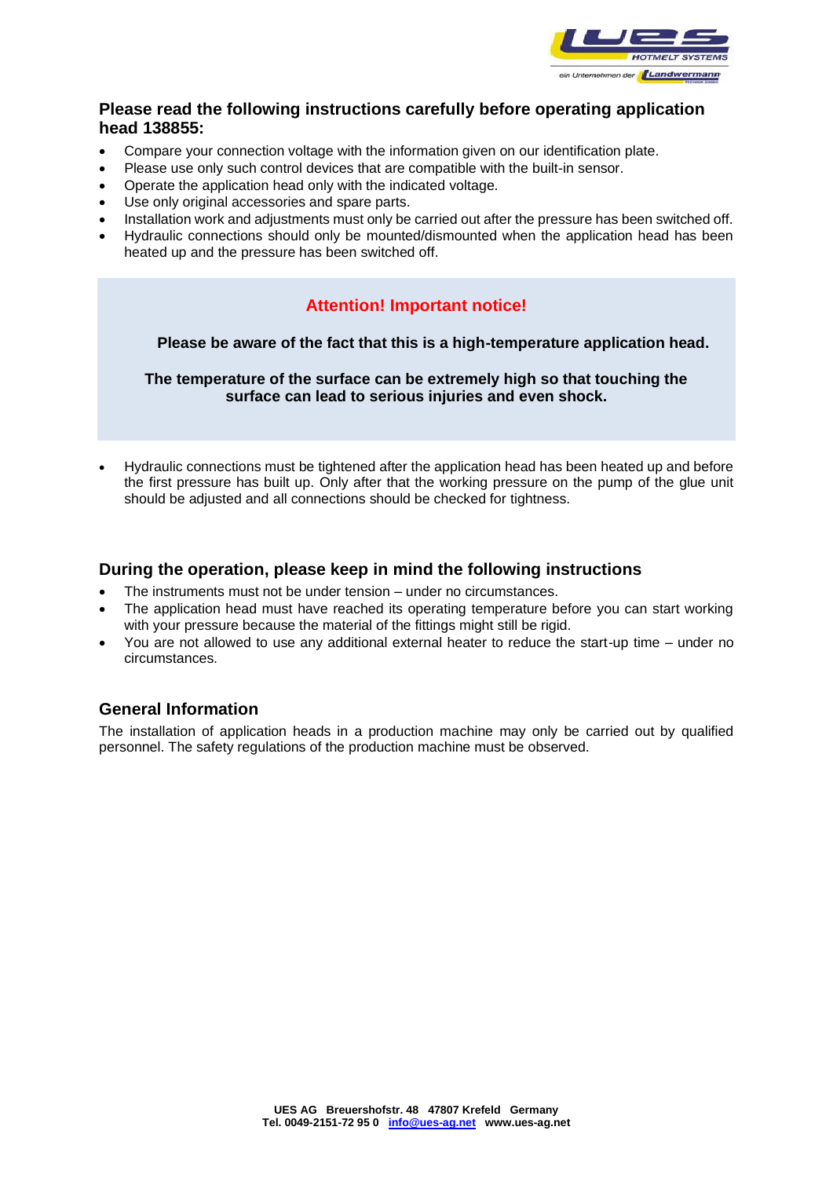## Please read the following instructions carefully before operating application head 138855:

- Compare your connection voltage with the information given on our identification plate.
- Please use only such control devices that are compatible with the built-in sensor.
- Operate the application head only with the indicated voltage.
- Use only original accessories and spare parts.
- Installation work and adjustments must only be carried out after the pressure has been switched off.
- Hydraulic connections should only be mounted/dismounted when the application head has been heated up and the pressure has been switched off.

**Attention! Important notice!**

**Please be aware of the fact that this is a high-temperature application head.**

**The temperature of the surface can be extremely high so that touching the surface can lead to serious injuries and even shock.**

- Hydraulic connections must be tightened after the application head has been heated up and before the first pressure has built up. Only after that the working pressure on the pump of the glue unit should be adjusted and all connections should be checked for tightness.

## During the operation, please keep in mind the following instructions

- The instruments must not be under tension – under no circumstances.
- The application head must have reached its operating temperature before you can start working with your pressure because the material of the fittings might still be rigid.
- You are not allowed to use any additional external heater to reduce the start-up time – under no circumstances.

## General Information

The installation of application heads in a production machine may only be carried out by qualified personnel. The safety regulations of the production machine must be observed.

**UES AG Breuershofstr. 48 47807 Krefeld Germany**
**Tel. 0049-2151-72 95 0 info@ues-ag.net www.ues-ag.net**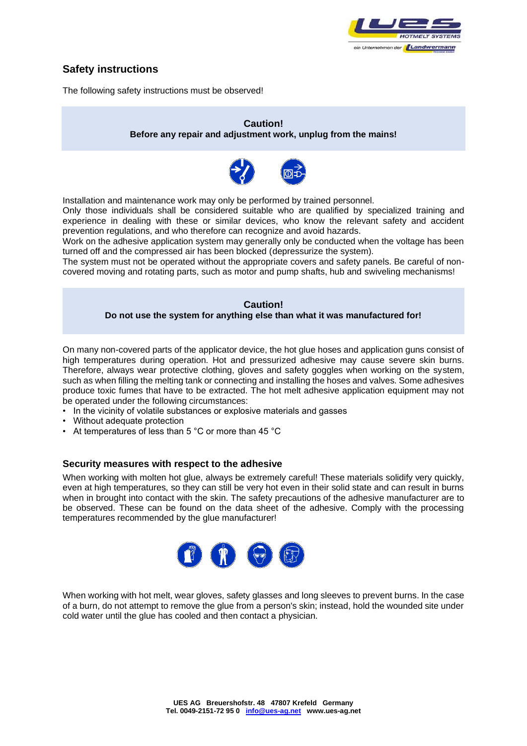## Safety instructions

The following safety instructions must be observed!

**Caution!**
**Before any repair and adjustment work, unplug from the mains!**

Installation and maintenance work may only be performed by trained personnel.
Only those individuals shall be considered suitable who are qualified by specialized training and experience in dealing with these or similar devices, who know the relevant safety and accident prevention regulations, and who therefore can recognize and avoid hazards.
Work on the adhesive application system may generally only be conducted when the voltage has been turned off and the compressed air has been blocked (depressurize the system).
The system must not be operated without the appropriate covers and safety panels. Be careful of non-covered moving and rotating parts, such as motor and pump shafts, hub and swiveling mechanisms!

**Caution!**
**Do not use the system for anything else than what it was manufactured for!**

On many non-covered parts of the applicator device, the hot glue hoses and application guns consist of high temperatures during operation. Hot and pressurized adhesive may cause severe skin burns. Therefore, always wear protective clothing, gloves and safety goggles when working on the system, such as when filling the melting tank or connecting and installing the hoses and valves. Some adhesives produce toxic fumes that have to be extracted. The hot melt adhesive application equipment may not be operated under the following circumstances:

- In the vicinity of volatile substances or explosive materials and gasses
- Without adequate protection
- At temperatures of less than 5 °C or more than 45 °C

### Security measures with respect to the adhesive

When working with molten hot glue, always be extremely careful! These materials solidify very quickly, even at high temperatures, so they can still be very hot even in their solid state and can result in burns when in brought into contact with the skin. The safety precautions of the adhesive manufacturer are to be observed. These can be found on the data sheet of the adhesive. Comply with the processing temperatures recommended by the glue manufacturer!

When working with hot melt, wear gloves, safety glasses and long sleeves to prevent burns. In the case of a burn, do not attempt to remove the glue from a person's skin; instead, hold the wounded site under cold water until the glue has cooled and then contact a physician.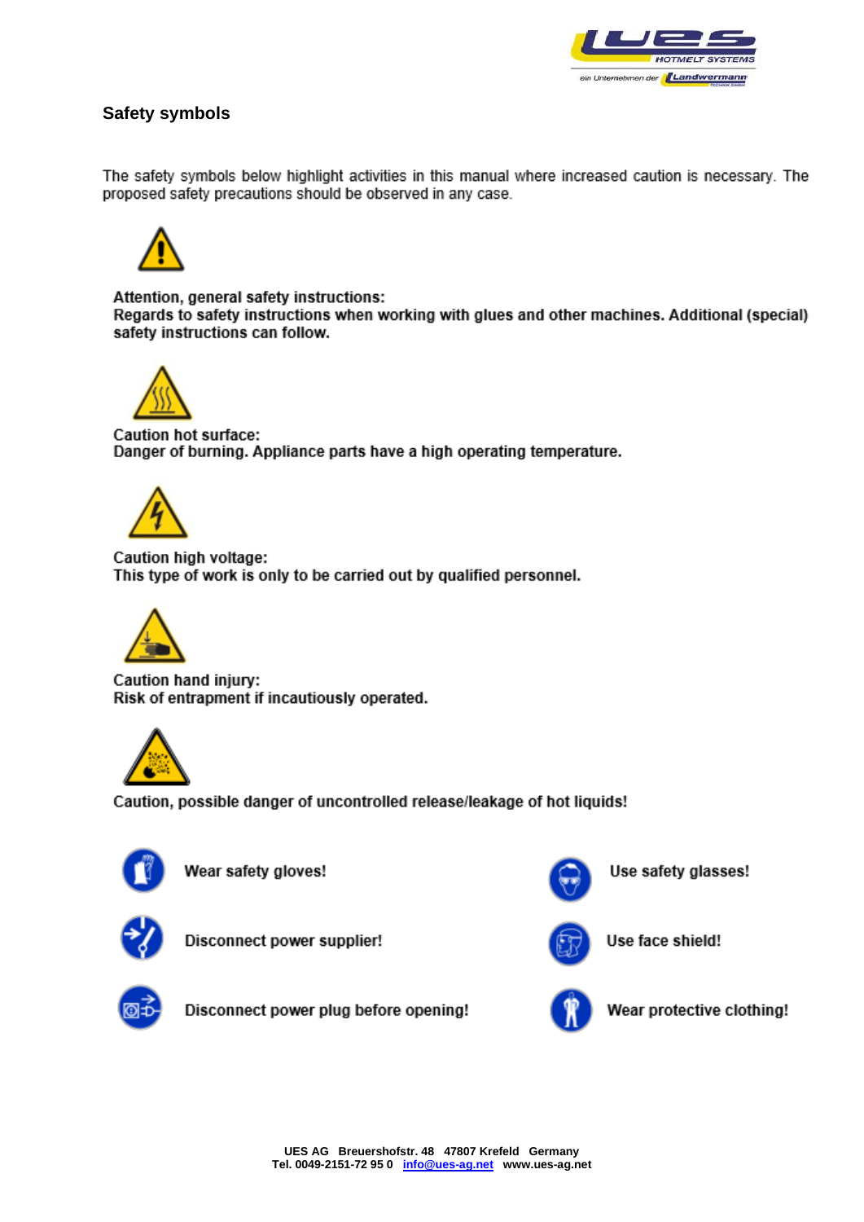## Safety symbols

The safety symbols below highlight activities in this manual where increased caution is necessary. The proposed safety precautions should be observed in any case.

**Attention, general safety instructions:**
**Regards to safety instructions when working with glues and other machines. Additional (special) safety instructions can follow.**

**Caution hot surface:**
**Danger of burning. Appliance parts have a high operating temperature.**

**Caution high voltage:**
**This type of work is only to be carried out by qualified personnel.**

**Caution hand injury:**
**Risk of entrapment if incautiously operated.**

**Caution, possible danger of uncontrolled release/leakage of hot liquids!**

**Wear safety gloves!**

**Use safety glasses!**

**Disconnect power supplier!**

**Use face shield!**

**Disconnect power plug before opening!**

**Wear protective clothing!**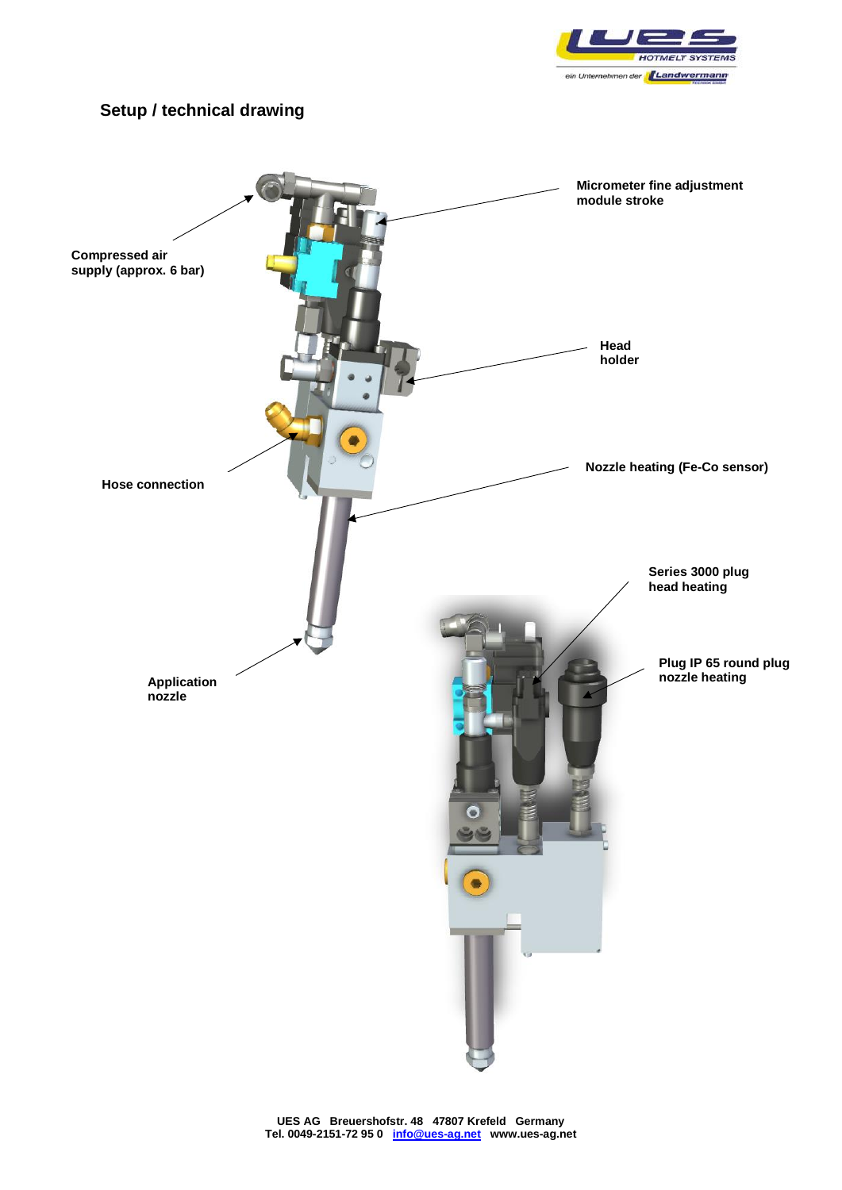## Setup / technical drawing

Compressed air supply (approx. 6 bar)

Micrometer fine adjustment module stroke

Head holder

Nozzle heating (Fe-Co sensor)

Hose connection

Series 3000 plug head heating

Plug IP 65 round plug nozzle heating

Application nozzle

UES AG Breuershofstr. 48 47807 Krefeld Germany
Tel. 0049-2151-72 95 0 info@ues-ag.net www.ues-ag.net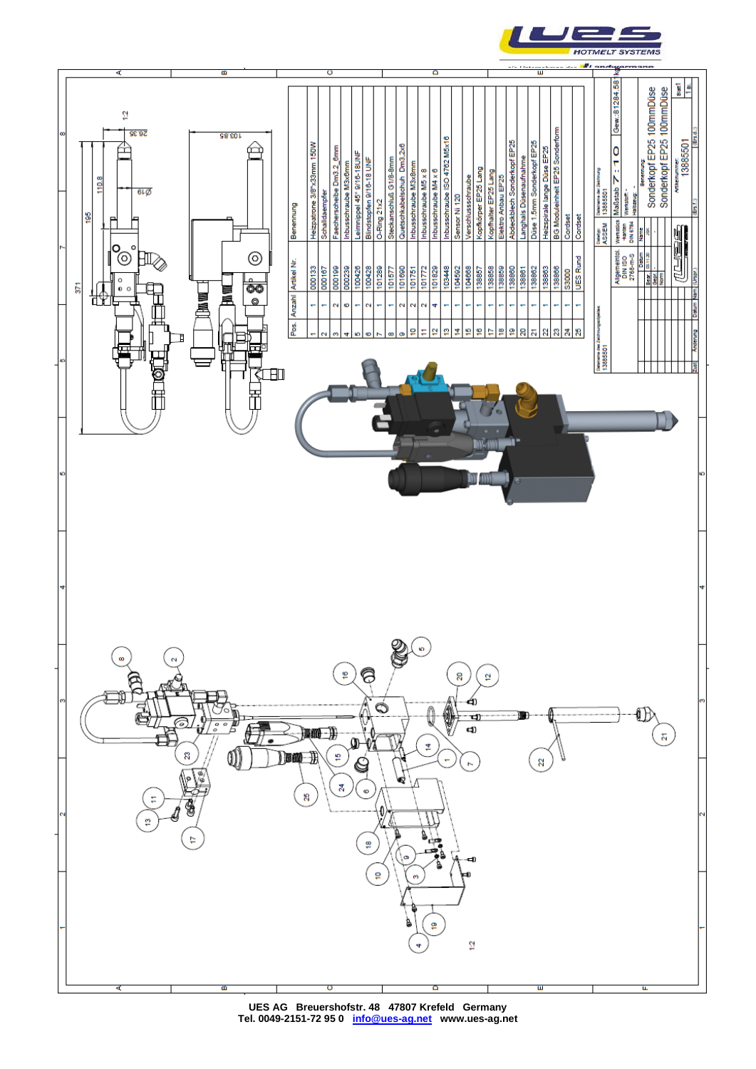| Pos. | Anzahl | Artikel Nr. | Benennung |
|---|---|---|---|
| 1 | 1 | 000133 | Heizpatrone 3/8"x33mm 150W |
| 2 | 1 | 000167 | Schalldaempfer |
| 3 | 2 | 000199 | Faecherscheibe Dm3,2_6mm |
| 4 | 6 | 000239 | Inbusschraube M3x6mm |
| 5 | 1 | 100426 | Leimnippel 45° 9/16-18UNF |
| 6 | 2 | 100428 | Blindstopfen 9/16-18 UNF |
| 7 | 1 | 101289 | O-Ring 21x2 |
| 8 | 1 | 101577 | Steckanschluß G1/8-8mm |
| 9 | 2 | 101690 | Quetschkabelschuh Dm3,2x6 |
| 10 | 2 | 101751 | Inbusschraube M3x8mm |
| 11 | 2 | 101772 | Inbusschraube M5 x 8 |
| 12 | 4 | 101829 | Inbusschraube M4 x 6 |
| 13 | 1 | 103448 | Inbusschraube ISO 4762 M5x16 |
| 14 | 1 | 104592 | Sensor Ni 120 |
| 15 | 1 | 104668 | Verschlussschraube |
| 16 | 1 | 138857 | Kopfkörper EP25 Lang |
| 17 | 1 | 138858 | Kopfhalter EP25 Lang |
| 18 | 1 | 138859 | Elektro Anbau EP25 |
| 19 | 1 | 138860 | Abdeckblech Sonderkopf EP25 |
| 20 | 1 | 138861 | Langhals Düsenaufnahme |
| 21 | 1 | 138862 | Düse 1,5mm Sonderkopf EP25 |
| 22 | 1 | 138863 | Heizspirale lange Düse EP25 |
| 23 | 1 | 138866 | BG Moduleinheit EP25 Sonderform |
| 24 | 1 | S3000 | Cordset |
| 25 | 1 | UES Rund | Cordset |

Maßstab 7 : 1 O — Gew.: 81284.58 kg

Benennung: Sonderkopf EP25 100mmDüse / Sonderkopf EP25 100mmDüse

Artikelnummer: 1388501

Allgemeintol. DIN ISO 2768-m-S

Maße: 195, 110.8, 371, Ø16, 26.95, 103.85, 1:2

UES AG Breuershofstr. 48 47807 Krefeld Germany
Tel. 0049-2151-72 95 0 info@ues-ag.net www.ues-ag.net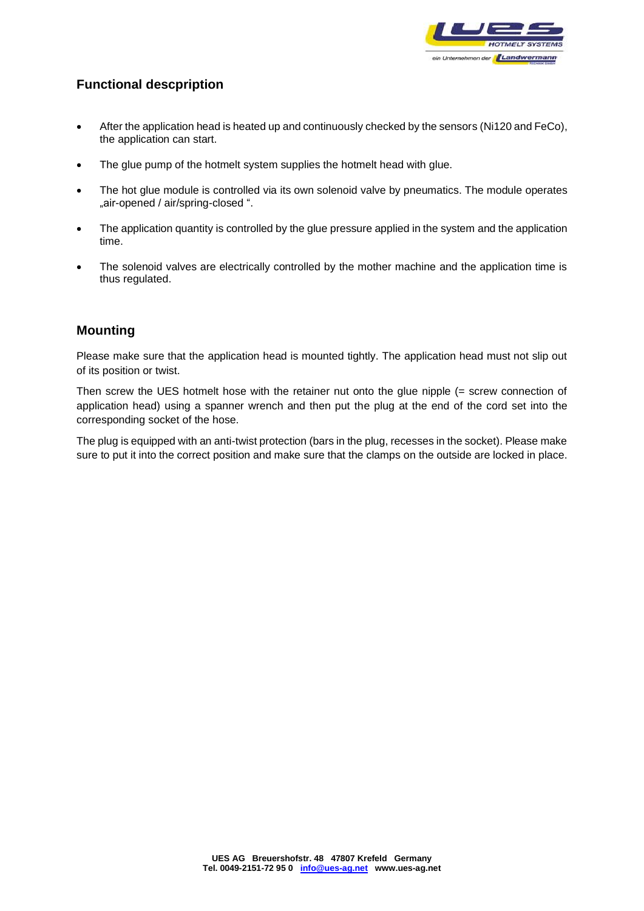## Functional descpription

- After the application head is heated up and continuously checked by the sensors (Ni120 and FeCo), the application can start.
- The glue pump of the hotmelt system supplies the hotmelt head with glue.
- The hot glue module is controlled via its own solenoid valve by pneumatics. The module operates „air-opened / air/spring-closed ".
- The application quantity is controlled by the glue pressure applied in the system and the application time.
- The solenoid valves are electrically controlled by the mother machine and the application time is thus regulated.

## Mounting

Please make sure that the application head is mounted tightly. The application head must not slip out of its position or twist.

Then screw the UES hotmelt hose with the retainer nut onto the glue nipple (= screw connection of application head) using a spanner wrench and then put the plug at the end of the cord set into the corresponding socket of the hose.

The plug is equipped with an anti-twist protection (bars in the plug, recesses in the socket). Please make sure to put it into the correct position and make sure that the clamps on the outside are locked in place.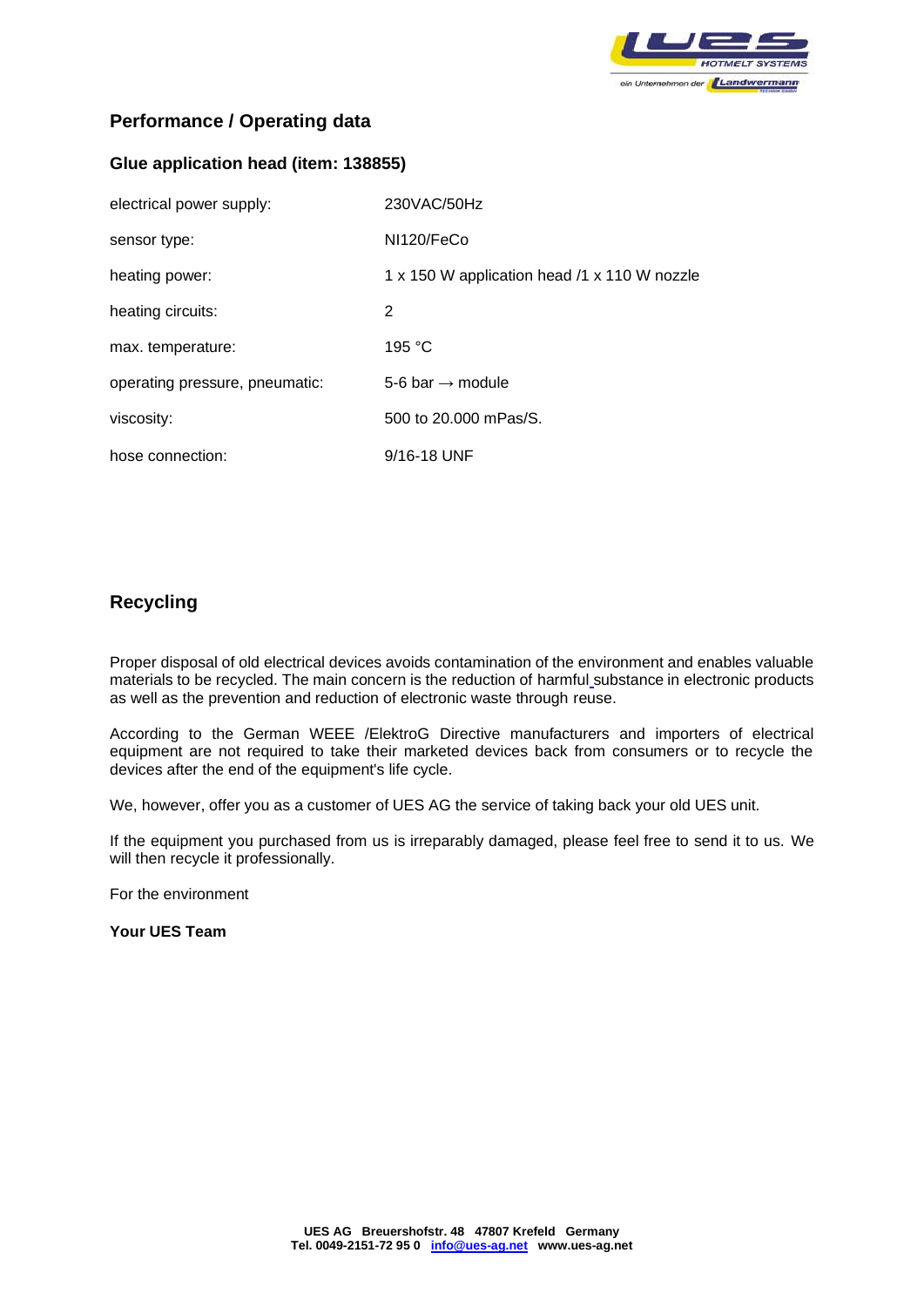## Performance / Operating data

### Glue application head (item: 138855)

| | |
|---|---|
| electrical power supply: | 230VAC/50Hz |
| sensor type: | NI120/FeCo |
| heating power: | 1 x 150 W application head /1 x 110 W nozzle |
| heating circuits: | 2 |
| max. temperature: | 195 °C |
| operating pressure, pneumatic: | 5-6 bar → module |
| viscosity: | 500 to 20.000 mPas/S. |
| hose connection: | 9/16-18 UNF |

## Recycling

Proper disposal of old electrical devices avoids contamination of the environment and enables valuable materials to be recycled. The main concern is the reduction of harmful substance in electronic products as well as the prevention and reduction of electronic waste through reuse.

According to the German WEEE /ElektroG Directive manufacturers and importers of electrical equipment are not required to take their marketed devices back from consumers or to recycle the devices after the end of the equipment's life cycle.

We, however, offer you as a customer of UES AG the service of taking back your old UES unit.

If the equipment you purchased from us is irreparably damaged, please feel free to send it to us. We will then recycle it professionally.

For the environment

**Your UES Team**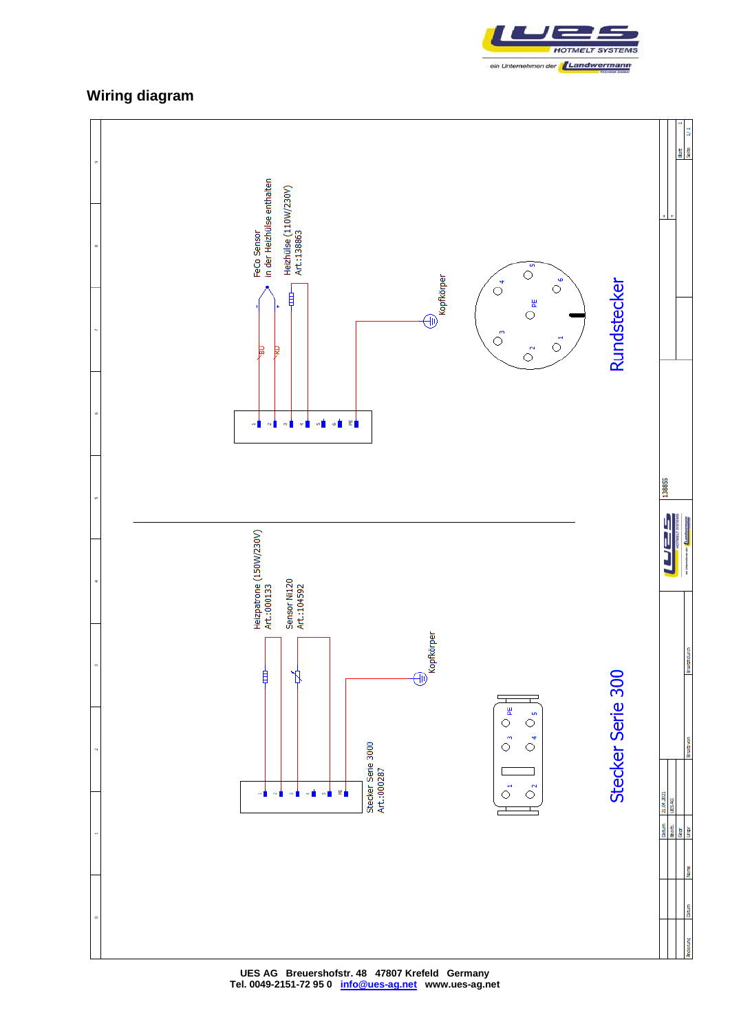## Wiring diagram

FeCo Sensor in der Heizhülse enthalten

Heizhülse (110W/230V) Art.:138863

Kopfkörper

Rundstecker

Heizpatrone (150W/230V) Art.:000133

Sensor Ni120 Art.:104592

Kopfkörper

Stecker Serie 3000 Art.:000287

Stecker Serie 300

138855

UES AG Breuershofstr. 48 47807 Krefeld Germany
Tel. 0049-2151-72 95 0 info@ues-ag.net www.ues-ag.net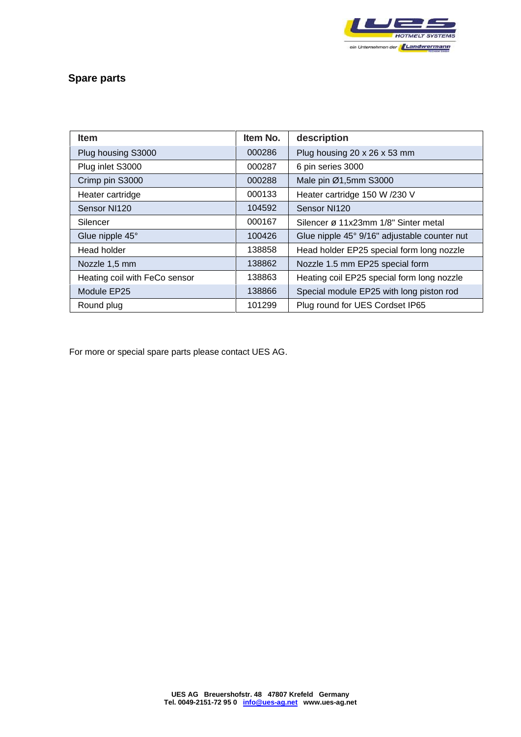## Spare parts

| Item | Item No. | description |
|---|---|---|
| Plug housing S3000 | 000286 | Plug housing 20 x 26 x 53 mm |
| Plug inlet S3000 | 000287 | 6 pin series 3000 |
| Crimp pin S3000 | 000288 | Male pin Ø1,5mm S3000 |
| Heater cartridge | 000133 | Heater cartridge 150 W /230 V |
| Sensor NI120 | 104592 | Sensor NI120 |
| Silencer | 000167 | Silencer ø 11x23mm 1/8" Sinter metal |
| Glue nipple 45° | 100426 | Glue nipple 45° 9/16" adjustable counter nut |
| Head holder | 138858 | Head holder EP25 special form long nozzle |
| Nozzle 1,5 mm | 138862 | Nozzle 1.5 mm EP25 special form |
| Heating coil with FeCo sensor | 138863 | Heating coil EP25 special form long nozzle |
| Module EP25 | 138866 | Special module EP25 with long piston rod |
| Round plug | 101299 | Plug round for UES Cordset IP65 |

For more or special spare parts please contact UES AG.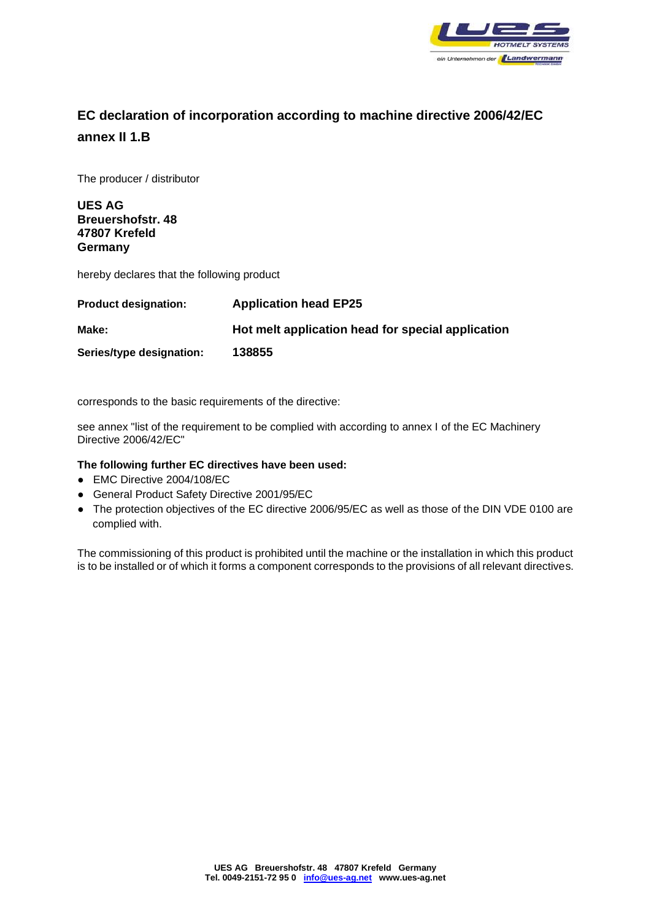# EC declaration of incorporation according to machine directive 2006/42/EC annex II 1.B

The producer / distributor

**UES AG**
**Breuershofstr. 48**
**47807 Krefeld**
**Germany**

hereby declares that the following product

| | |
|---|---|
| **Product designation:** | **Application head EP25** |
| **Make:** | **Hot melt application head for special application** |
| **Series/type designation:** | **138855** |

corresponds to the basic requirements of the directive:

see annex "list of the requirement to be complied with according to annex I of the EC Machinery Directive 2006/42/EC"

**The following further EC directives have been used:**

- EMC Directive 2004/108/EC
- General Product Safety Directive 2001/95/EC
- The protection objectives of the EC directive 2006/95/EC as well as those of the DIN VDE 0100 are complied with.

The commissioning of this product is prohibited until the machine or the installation in which this product is to be installed or of which it forms a component corresponds to the provisions of all relevant directives.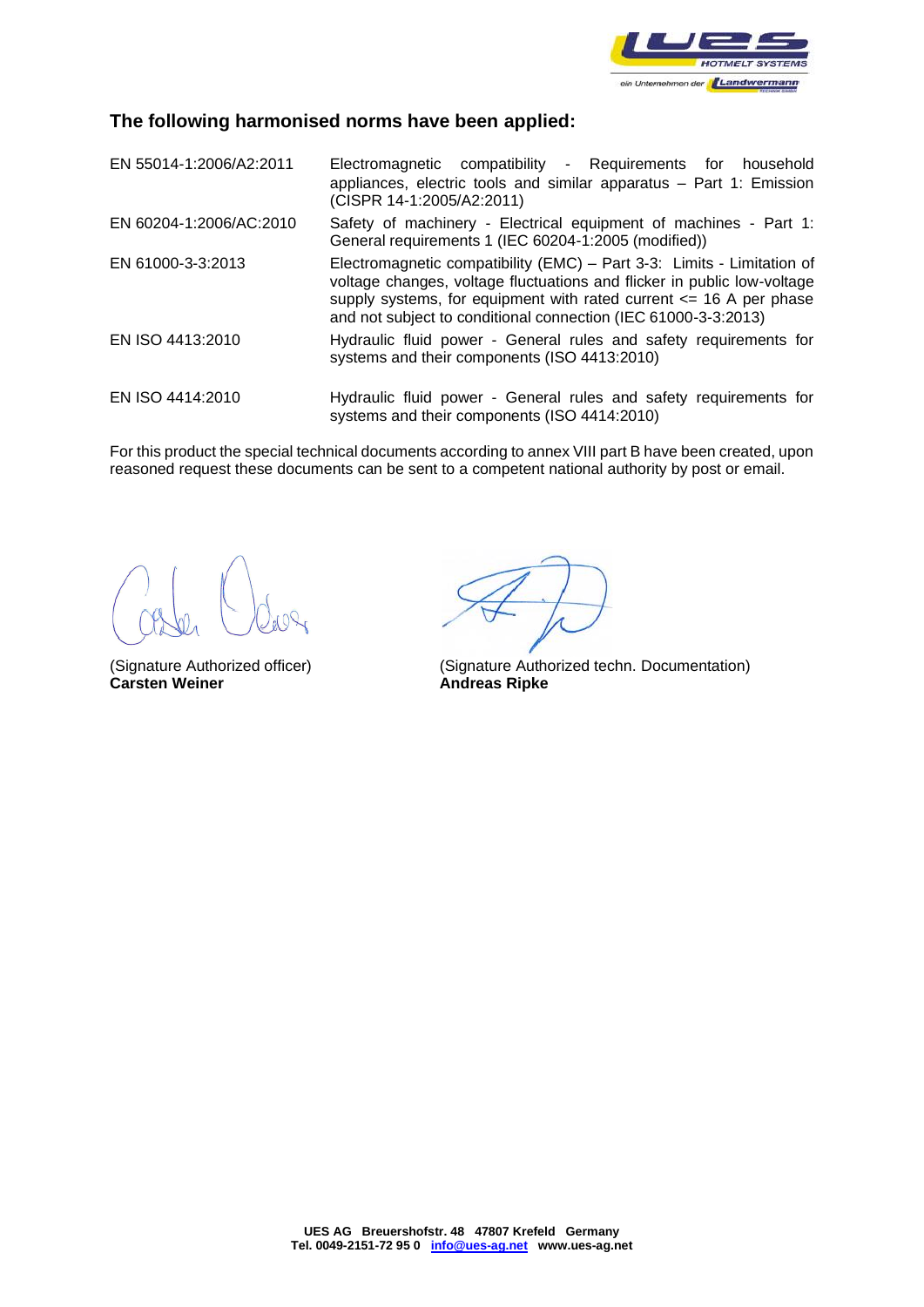## The following harmonised norms have been applied:

| | |
|---|---|
| EN 55014-1:2006/A2:2011 | Electromagnetic compatibility - Requirements for household appliances, electric tools and similar apparatus – Part 1: Emission (CISPR 14-1:2005/A2:2011) |
| EN 60204-1:2006/AC:2010 | Safety of machinery - Electrical equipment of machines - Part 1: General requirements 1 (IEC 60204-1:2005 (modified)) |
| EN 61000-3-3:2013 | Electromagnetic compatibility (EMC) – Part 3-3: Limits - Limitation of voltage changes, voltage fluctuations and flicker in public low-voltage supply systems, for equipment with rated current <= 16 A per phase and not subject to conditional connection (IEC 61000-3-3:2013) |
| EN ISO 4413:2010 | Hydraulic fluid power - General rules and safety requirements for systems and their components (ISO 4413:2010) |
| EN ISO 4414:2010 | Hydraulic fluid power - General rules and safety requirements for systems and their components (ISO 4414:2010) |

For this product the special technical documents according to annex VIII part B have been created, upon reasoned request these documents can be sent to a competent national authority by post or email.

(Signature Authorized officer)
**Carsten Weiner**

(Signature Authorized techn. Documentation)
**Andreas Ripke**

**UES AG Breuershofstr. 48 47807 Krefeld Germany**
**Tel. 0049-2151-72 95 0 info@ues-ag.net www.ues-ag.net**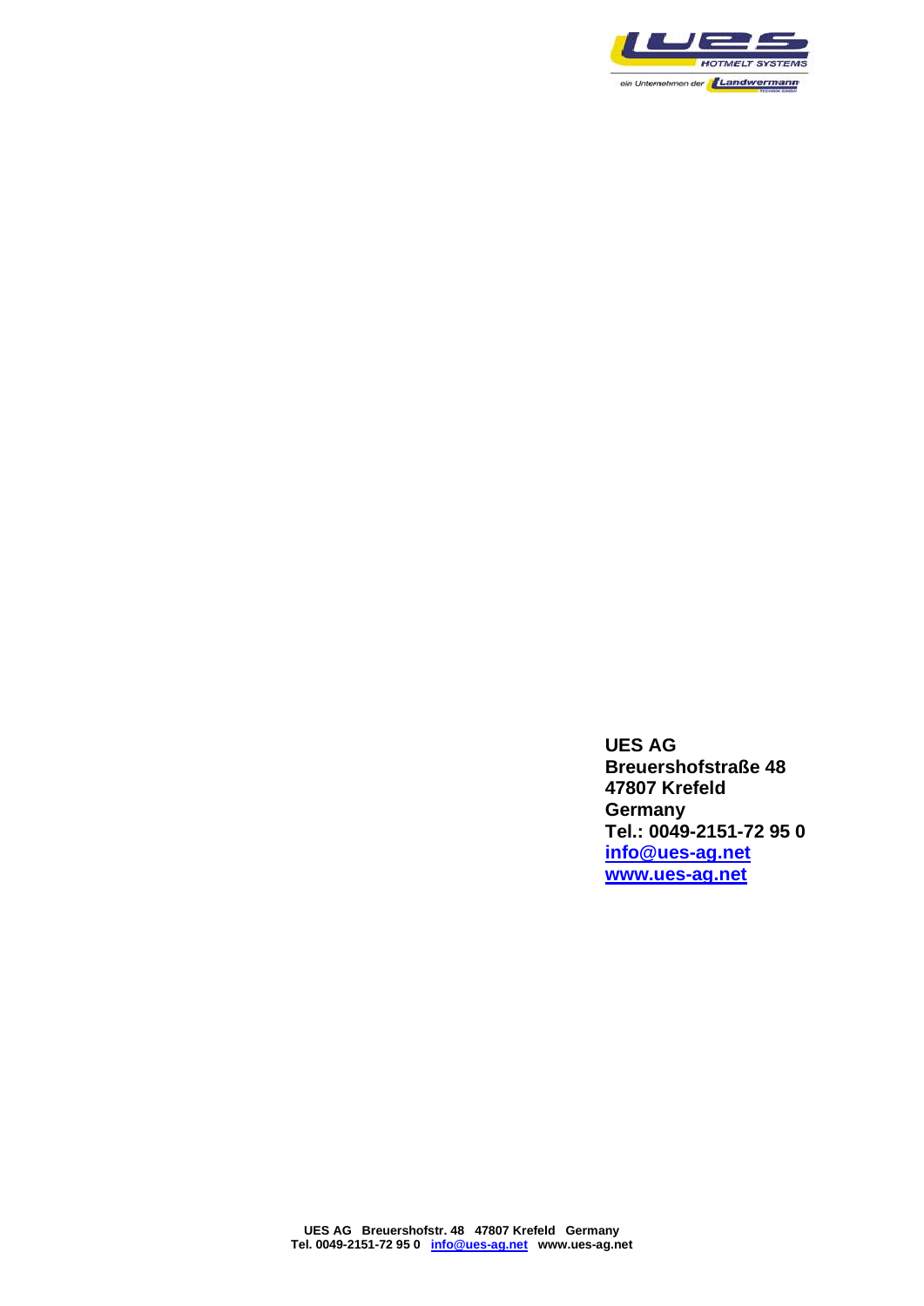**UES AG**
**Breuershofstraße 48**
**47807 Krefeld**
**Germany**
**Tel.: 0049-2151-72 95 0**
**info@ues-ag.net**
**www.ues-ag.net**